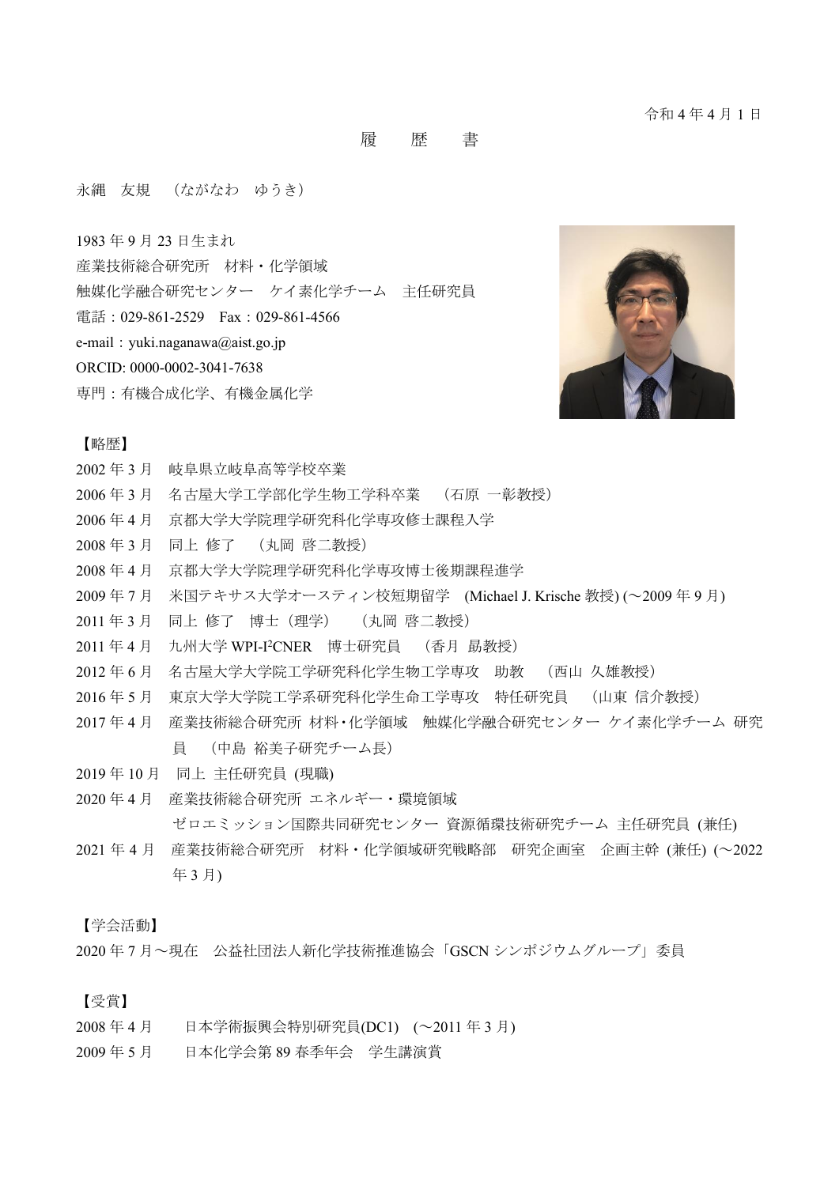令和 4 年 4 月 1 日

# 履　　歴　　書

永縄　友規　（ながなわ　ゆうき）

1983 年 9 月 23 日生まれ
産業技術総合研究所　材料・化学領域
触媒化学融合研究センター　ケイ素化学チーム　主任研究員
電話：029-861-2529　Fax：029-861-4566
e-mail：yuki.naganawa@aist.go.jp
ORCID: 0000-0002-3041-7638
専門：有機合成化学、有機金属化学

【略歴】

2002 年 3 月　岐阜県立岐阜高等学校卒業
2006 年 3 月　名古屋大学工学部化学生物工学科卒業　（石原　一彰教授）
2006 年 4 月　京都大学大学院理学研究科化学専攻修士課程入学
2008 年 3 月　同上 修了　（丸岡 啓二教授）
2008 年 4 月　京都大学大学院理学研究科化学専攻博士後期課程進学
2009 年 7 月　米国テキサス大学オースティン校短期留学　(Michael J. Krische 教授) (～2009 年 9 月)
2011 年 3 月　同上 修了　博士（理学）　（丸岡 啓二教授）
2011 年 4 月　九州大学 WPI-I²CNER　博士研究員　（香月 勗教授）
2012 年 6 月　名古屋大学大学院工学研究科化学生物工学専攻　助教　（西山 久雄教授）
2016 年 5 月　東京大学大学院工学系研究科化学生命工学専攻　特任研究員　（山東 信介教授）
2017 年 4 月　産業技術総合研究所 材料･化学領域　触媒化学融合研究センター ケイ素化学チーム 研究員　（中島 裕美子研究チーム長）
2019 年 10 月　同上 主任研究員 (現職)
2020 年 4 月　産業技術総合研究所 エネルギー・環境領域
ゼロエミッション国際共同研究センター 資源循環技術研究チーム 主任研究員 (兼任)
2021 年 4 月　産業技術総合研究所　材料・化学領域研究戦略部　研究企画室　企画主幹 (兼任) (～2022 年 3 月)

【学会活動】

2020 年 7 月～現在　公益社団法人新化学技術推進協会「GSCN シンポジウムグループ」委員

【受賞】

2008 年 4 月　　日本学術振興会特別研究員(DC1)　(～2011 年 3 月)
2009 年 5 月　　日本化学会第 89 春季年会　学生講演賞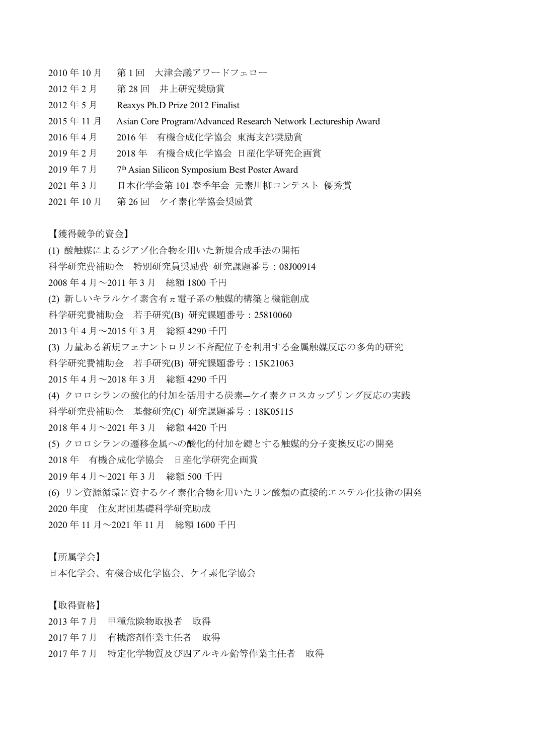2010 年 10 月　第 1 回　大津会議アワードフェロー

2012 年 2 月　第 28 回　井上研究奨励賞

2012 年 5 月　Reaxys Ph.D Prize 2012 Finalist

2015 年 11 月　Asian Core Program/Advanced Research Network Lectureship Award

2016 年 4 月　2016 年　有機合成化学協会 東海支部奨励賞

2019 年 2 月　2018 年　有機合成化学協会 日産化学研究企画賞

2019 年 7 月　7th Asian Silicon Symposium Best Poster Award

2021 年 3 月　日本化学会第 101 春季年会 元素川柳コンテスト 優秀賞

2021 年 10 月　第 26 回　ケイ素化学協会奨励賞

【獲得競争的資金】

(1) 酸触媒によるジアゾ化合物を用いた新規合成手法の開拓
科学研究費補助金　特別研究員奨励費 研究課題番号：08J00914
2008 年 4 月～2011 年 3 月　総額 1800 千円

(2) 新しいキラルケイ素含有π電子系の触媒的構築と機能創成
科学研究費補助金　若手研究(B) 研究課題番号：25810060
2013 年 4 月～2015 年 3 月　総額 4290 千円

(3) 力量ある新規フェナントロリン不斉配位子を利用する金属触媒反応の多角的研究
科学研究費補助金　若手研究(B) 研究課題番号：15K21063
2015 年 4 月～2018 年 3 月　総額 4290 千円

(4) クロロシランの酸化的付加を活用する炭素—ケイ素クロスカップリング反応の実践
科学研究費補助金　基盤研究(C) 研究課題番号：18K05115
2018 年 4 月～2021 年 3 月　総額 4420 千円

(5) クロロシランの遷移金属への酸化的付加を鍵とする触媒的分子変換反応の開発
2018 年　有機合成化学協会　日産化学研究企画賞
2019 年 4 月～2021 年 3 月　総額 500 千円

(6) リン資源循環に資するケイ素化合物を用いたリン酸類の直接的エステル化技術の開発
2020 年度　住友財団基礎科学研究助成
2020 年 11 月～2021 年 11 月　総額 1600 千円

【所属学会】

日本化学会、有機合成化学協会、ケイ素化学協会

【取得資格】

2013 年 7 月　甲種危険物取扱者　取得

2017 年 7 月　有機溶剤作業主任者　取得

2017 年 7 月　特定化学物質及び四アルキル鉛等作業主任者　取得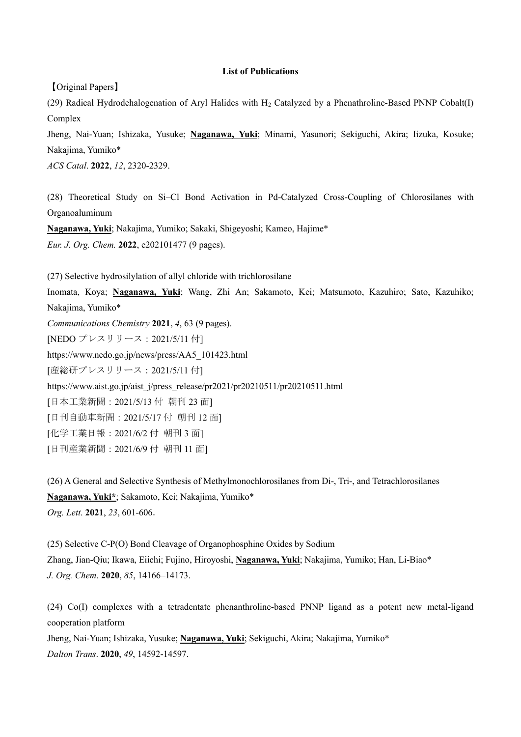## List of Publications

【Original Papers】

(29) Radical Hydrodehalogenation of Aryl Halides with $H_2$ Catalyzed by a Phenathroline-Based PNNP Cobalt(I) Complex
Jheng, Nai-Yuan; Ishizaka, Yusuke; **Naganawa, Yuki**; Minami, Yasunori; Sekiguchi, Akira; Iizuka, Kosuke; Nakajima, Yumiko*
*ACS Catal*. **2022**, *12*, 2320-2329.

(28) Theoretical Study on Si–Cl Bond Activation in Pd-Catalyzed Cross-Coupling of Chlorosilanes with Organoaluminum
**Naganawa, Yuki**; Nakajima, Yumiko; Sakaki, Shigeyoshi; Kameo, Hajime*
*Eur. J. Org. Chem.* **2022**, e202101477 (9 pages).

(27) Selective hydrosilylation of allyl chloride with trichlorosilane
Inomata, Koya; **Naganawa, Yuki**; Wang, Zhi An; Sakamoto, Kei; Matsumoto, Kazuhiro; Sato, Kazuhiko; Nakajima, Yumiko*
*Communications Chemistry* **2021**, *4*, 63 (9 pages).
[NEDO プレスリリース：2021/5/11 付]
https://www.nedo.go.jp/news/press/AA5_101423.html
[産総研プレスリリース：2021/5/11 付]
https://www.aist.go.jp/aist_j/press_release/pr2021/pr20210511/pr20210511.html
[日本工業新聞：2021/5/13 付 朝刊 23 面]
[日刊自動車新聞：2021/5/17 付 朝刊 12 面]
[化学工業日報：2021/6/2 付 朝刊 3 面]
[日刊産業新聞：2021/6/9 付 朝刊 11 面]

(26) A General and Selective Synthesis of Methylmonochlorosilanes from Di-, Tri-, and Tetrachlorosilanes
**Naganawa, Yuki***; Sakamoto, Kei; Nakajima, Yumiko*
*Org. Lett*. **2021**, *23*, 601-606.

(25) Selective C-P(O) Bond Cleavage of Organophosphine Oxides by Sodium
Zhang, Jian-Qiu; Ikawa, Eiichi; Fujino, Hiroyoshi, **Naganawa, Yuki**; Nakajima, Yumiko; Han, Li-Biao*
*J. Org. Chem*. **2020**, *85*, 14166–14173.

(24) Co(I) complexes with a tetradentate phenanthroline-based PNNP ligand as a potent new metal-ligand cooperation platform
Jheng, Nai-Yuan; Ishizaka, Yusuke; **Naganawa, Yuki**; Sekiguchi, Akira; Nakajima, Yumiko*
*Dalton Trans*. **2020**, *49*, 14592-14597.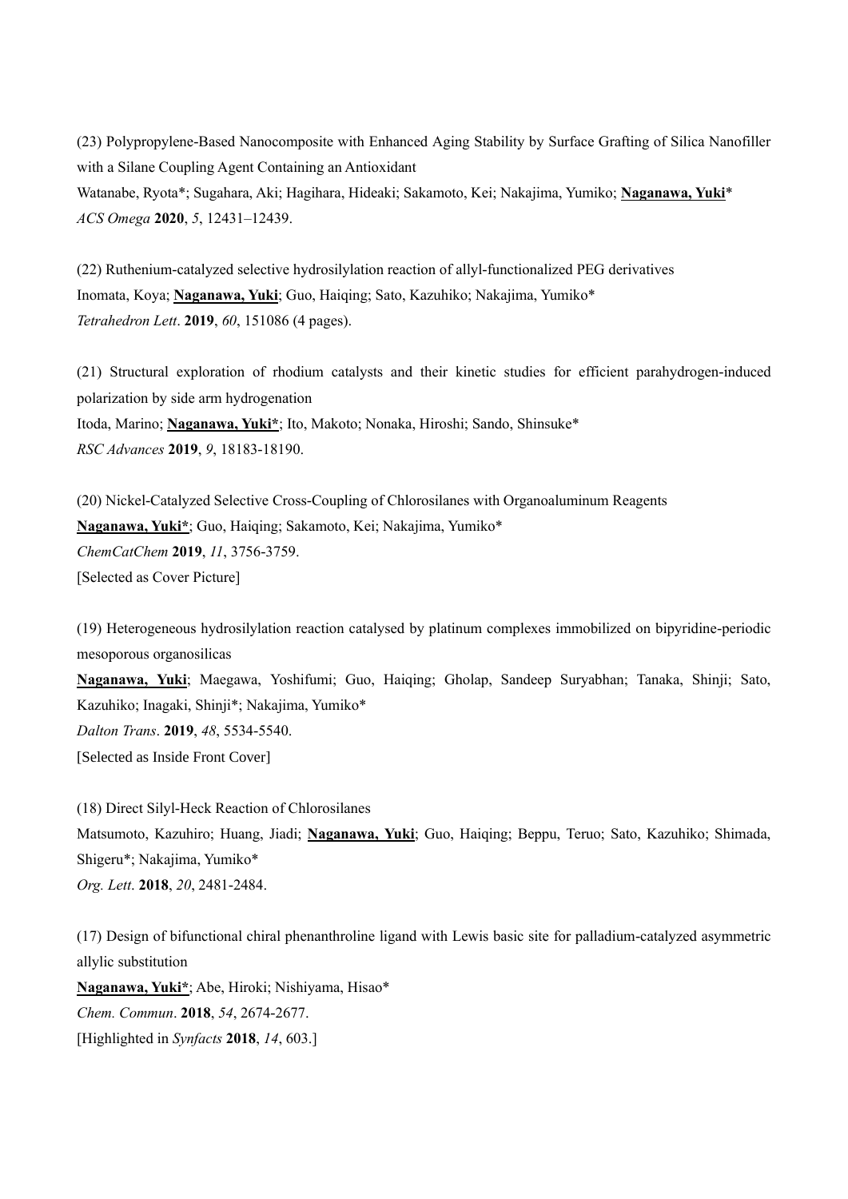(23) Polypropylene-Based Nanocomposite with Enhanced Aging Stability by Surface Grafting of Silica Nanofiller with a Silane Coupling Agent Containing an Antioxidant
Watanabe, Ryota*; Sugahara, Aki; Hagihara, Hideaki; Sakamoto, Kei; Nakajima, Yumiko; **Naganawa, Yuki***
*ACS Omega* **2020**, *5*, 12431–12439.

(22) Ruthenium-catalyzed selective hydrosilylation reaction of allyl-functionalized PEG derivatives
Inomata, Koya; **Naganawa, Yuki**; Guo, Haiqing; Sato, Kazuhiko; Nakajima, Yumiko*
*Tetrahedron Lett*. **2019**, *60*, 151086 (4 pages).

(21) Structural exploration of rhodium catalysts and their kinetic studies for efficient parahydrogen-induced polarization by side arm hydrogenation
Itoda, Marino; **Naganawa, Yuki***; Ito, Makoto; Nonaka, Hiroshi; Sando, Shinsuke*
*RSC Advances* **2019**, *9*, 18183-18190.

(20) Nickel-Catalyzed Selective Cross-Coupling of Chlorosilanes with Organoaluminum Reagents
**Naganawa, Yuki***; Guo, Haiqing; Sakamoto, Kei; Nakajima, Yumiko*
*ChemCatChem* **2019**, *11*, 3756-3759.
[Selected as Cover Picture]

(19) Heterogeneous hydrosilylation reaction catalysed by platinum complexes immobilized on bipyridine-periodic mesoporous organosilicas
**Naganawa, Yuki**; Maegawa, Yoshifumi; Guo, Haiqing; Gholap, Sandeep Suryabhan; Tanaka, Shinji; Sato, Kazuhiko; Inagaki, Shinji*; Nakajima, Yumiko*
*Dalton Trans*. **2019**, *48*, 5534-5540.
[Selected as Inside Front Cover]

(18) Direct Silyl-Heck Reaction of Chlorosilanes
Matsumoto, Kazuhiro; Huang, Jiadi; **Naganawa, Yuki**; Guo, Haiqing; Beppu, Teruo; Sato, Kazuhiko; Shimada, Shigeru*; Nakajima, Yumiko*
*Org. Lett*. **2018**, *20*, 2481-2484.

(17) Design of bifunctional chiral phenanthroline ligand with Lewis basic site for palladium-catalyzed asymmetric allylic substitution
**Naganawa, Yuki***; Abe, Hiroki; Nishiyama, Hisao*
*Chem. Commun*. **2018**, *54*, 2674-2677.
[Highlighted in *Synfacts* **2018**, *14*, 603.]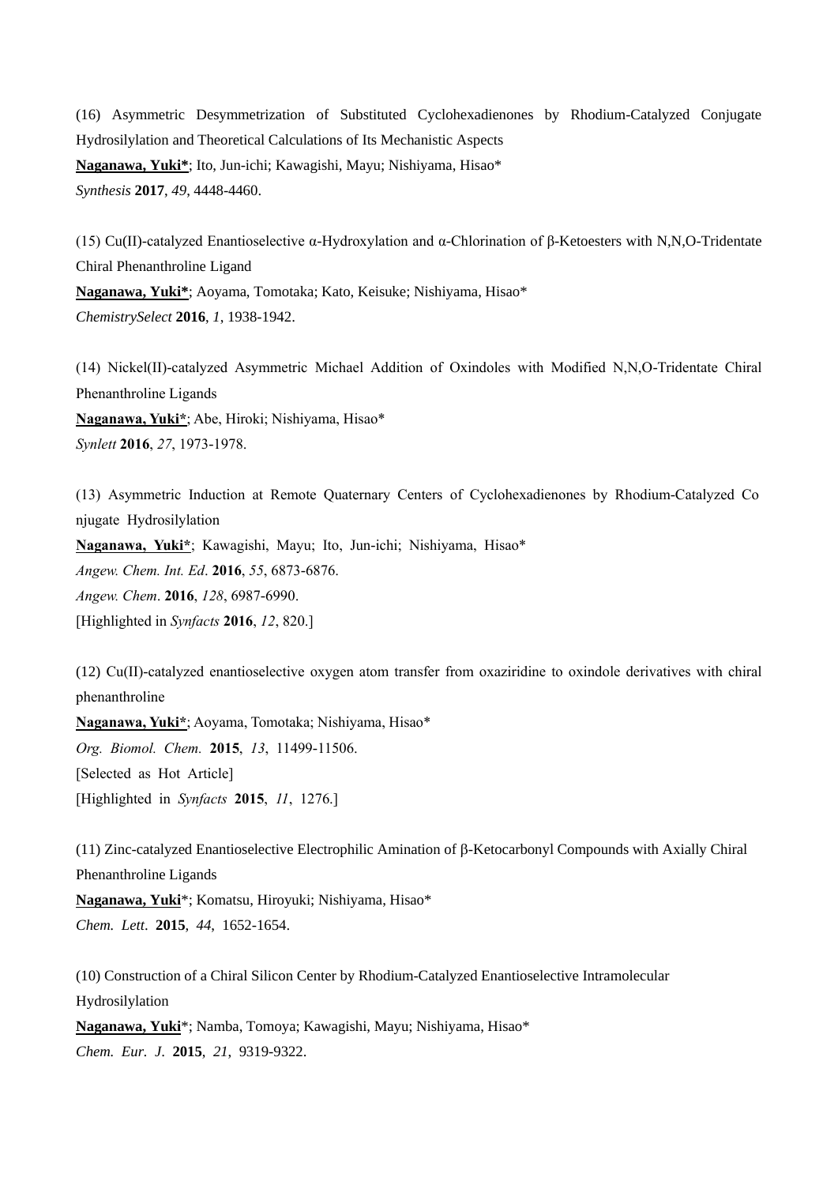(16) Asymmetric Desymmetrization of Substituted Cyclohexadienones by Rhodium-Catalyzed Conjugate Hydrosilylation and Theoretical Calculations of Its Mechanistic Aspects
**Naganawa, Yuki***; Ito, Jun-ichi; Kawagishi, Mayu; Nishiyama, Hisao*
*Synthesis* **2017**, *49*, 4448-4460.

(15) Cu(II)-catalyzed Enantioselective α-Hydroxylation and α-Chlorination of β-Ketoesters with N,N,O-Tridentate Chiral Phenanthroline Ligand
**Naganawa, Yuki***; Aoyama, Tomotaka; Kato, Keisuke; Nishiyama, Hisao*
*ChemistrySelect* **2016**, *1*, 1938-1942.

(14) Nickel(II)-catalyzed Asymmetric Michael Addition of Oxindoles with Modified N,N,O-Tridentate Chiral Phenanthroline Ligands
**Naganawa, Yuki***; Abe, Hiroki; Nishiyama, Hisao*
*Synlett* **2016**, *27*, 1973-1978.

(13) Asymmetric Induction at Remote Quaternary Centers of Cyclohexadienones by Rhodium-Catalyzed Conjugate Hydrosilylation
**Naganawa, Yuki***; Kawagishi, Mayu; Ito, Jun-ichi; Nishiyama, Hisao*
*Angew. Chem. Int. Ed*. **2016**, *55*, 6873-6876.
*Angew. Chem*. **2016**, *128*, 6987-6990.
[Highlighted in *Synfacts* **2016**, *12*, 820.]

(12) Cu(II)-catalyzed enantioselective oxygen atom transfer from oxaziridine to oxindole derivatives with chiral phenanthroline
**Naganawa, Yuki***; Aoyama, Tomotaka; Nishiyama, Hisao*
*Org. Biomol. Chem.* **2015**, *13*, 11499-11506.
[Selected as Hot Article]
[Highlighted in *Synfacts* **2015**, *11*, 1276.]

(11) Zinc-catalyzed Enantioselective Electrophilic Amination of β-Ketocarbonyl Compounds with Axially Chiral Phenanthroline Ligands
**Naganawa, Yuki***; Komatsu, Hiroyuki; Nishiyama, Hisao*
*Chem. Lett*. **2015**, *44*, 1652-1654.

(10) Construction of a Chiral Silicon Center by Rhodium-Catalyzed Enantioselective Intramolecular Hydrosilylation
**Naganawa, Yuki***; Namba, Tomoya; Kawagishi, Mayu; Nishiyama, Hisao*
*Chem. Eur. J*. **2015**, *21*, 9319-9322.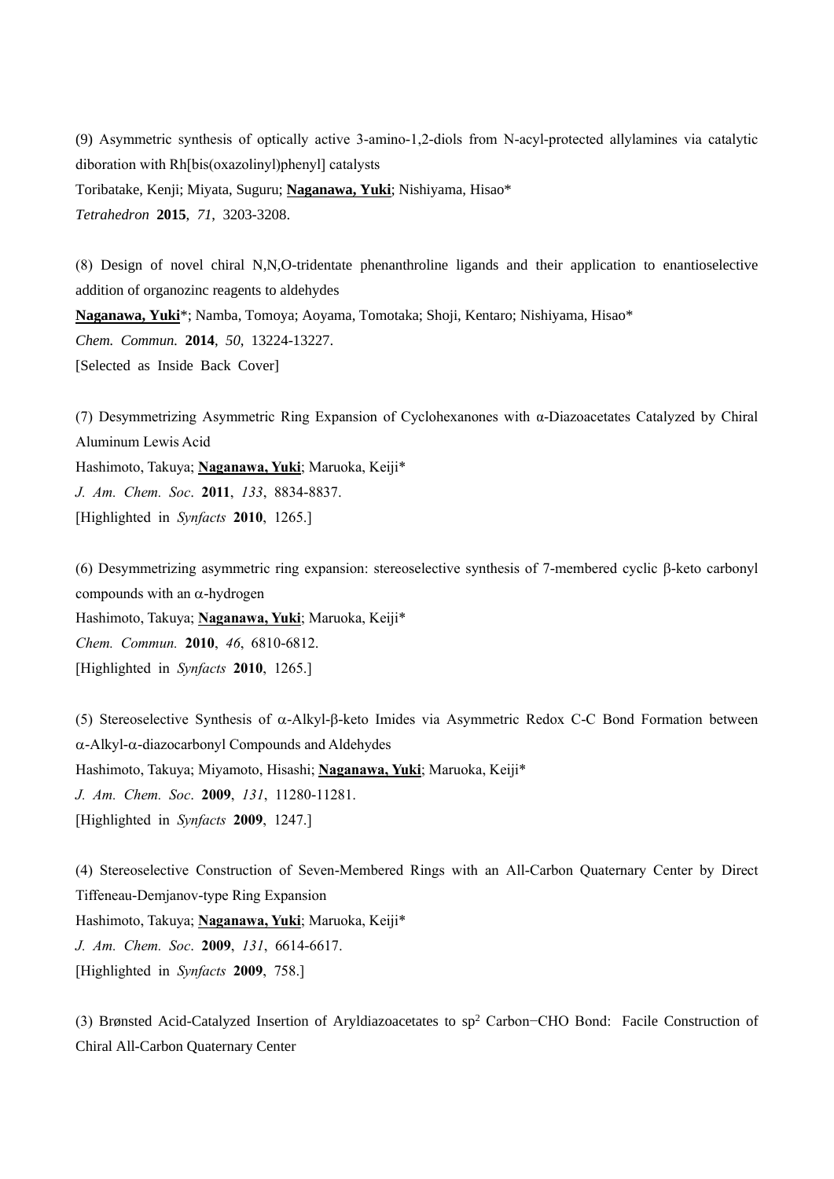(9) Asymmetric synthesis of optically active 3-amino-1,2-diols from N-acyl-protected allylamines via catalytic diboration with Rh[bis(oxazolinyl)phenyl] catalysts
Toribatake, Kenji; Miyata, Suguru; **Naganawa, Yuki**; Nishiyama, Hisao*
*Tetrahedron* **2015**, *71*, 3203-3208.

(8) Design of novel chiral N,N,O-tridentate phenanthroline ligands and their application to enantioselective addition of organozinc reagents to aldehydes
**Naganawa, Yuki***; Namba, Tomoya; Aoyama, Tomotaka; Shoji, Kentaro; Nishiyama, Hisao*
*Chem. Commun.* **2014**, *50*, 13224-13227.
[Selected as Inside Back Cover]

(7) Desymmetrizing Asymmetric Ring Expansion of Cyclohexanones with α-Diazoacetates Catalyzed by Chiral Aluminum Lewis Acid
Hashimoto, Takuya; **Naganawa, Yuki**; Maruoka, Keiji*
*J. Am. Chem. Soc*. **2011**, *133*, 8834-8837.
[Highlighted in *Synfacts* **2010**, 1265.]

(6) Desymmetrizing asymmetric ring expansion: stereoselective synthesis of 7-membered cyclic β-keto carbonyl compounds with an α-hydrogen
Hashimoto, Takuya; **Naganawa, Yuki**; Maruoka, Keiji*
*Chem. Commun.* **2010**, *46*, 6810-6812.
[Highlighted in *Synfacts* **2010**, 1265.]

(5) Stereoselective Synthesis of α-Alkyl-β-keto Imides via Asymmetric Redox C-C Bond Formation between α-Alkyl-α-diazocarbonyl Compounds and Aldehydes
Hashimoto, Takuya; Miyamoto, Hisashi; **Naganawa, Yuki**; Maruoka, Keiji*
*J. Am. Chem. Soc*. **2009**, *131*, 11280-11281.
[Highlighted in *Synfacts* **2009**, 1247.]

(4) Stereoselective Construction of Seven-Membered Rings with an All-Carbon Quaternary Center by Direct Tiffeneau-Demjanov-type Ring Expansion
Hashimoto, Takuya; **Naganawa, Yuki**; Maruoka, Keiji*
*J. Am. Chem. Soc*. **2009**, *131*, 6614-6617.
[Highlighted in *Synfacts* **2009**, 758.]

(3) Brønsted Acid-Catalyzed Insertion of Aryldiazoacetates to $sp^2$ Carbon−CHO Bond: Facile Construction of Chiral All-Carbon Quaternary Center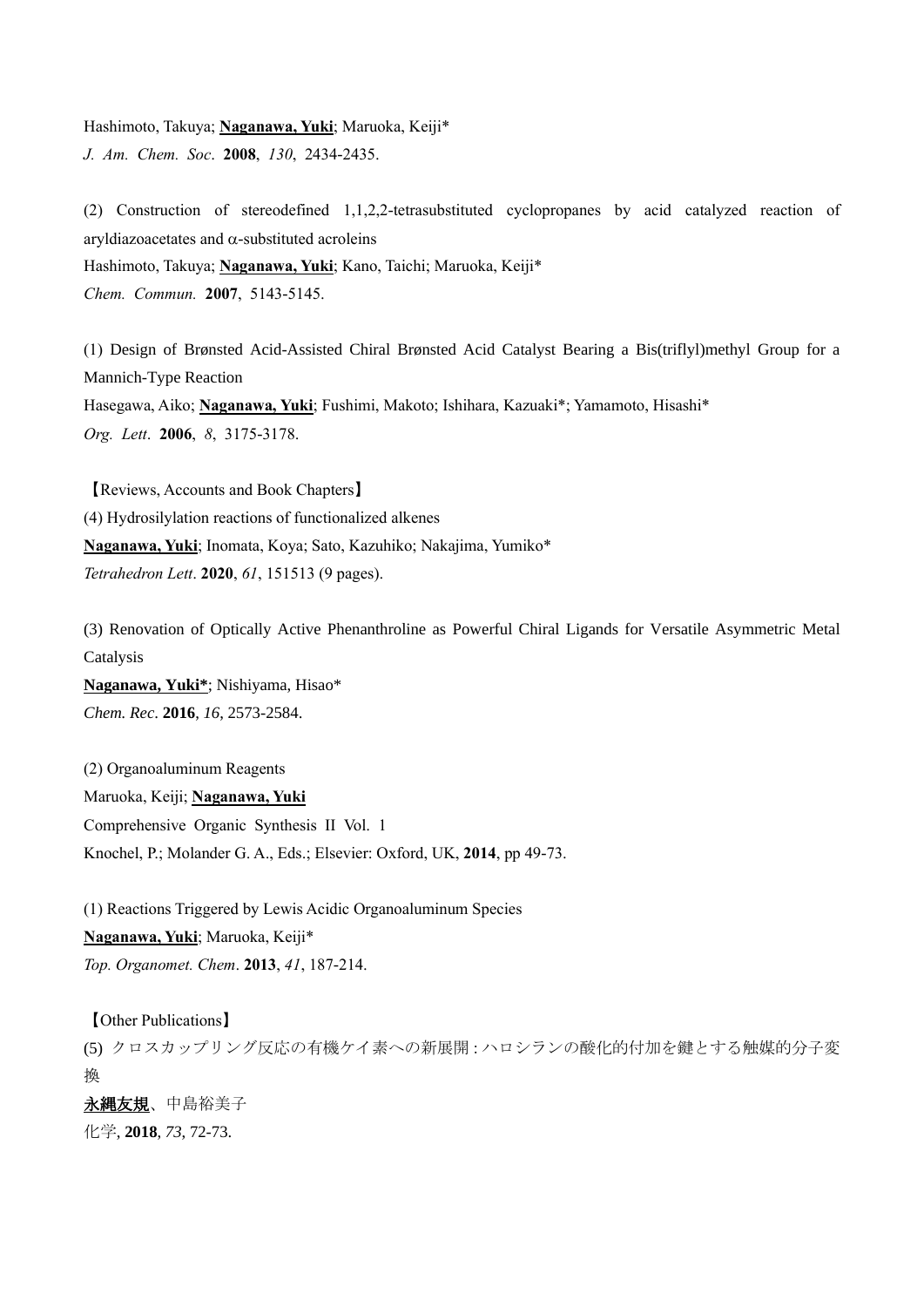Hashimoto, Takuya; **Naganawa, Yuki**; Maruoka, Keiji*
*J. Am. Chem. Soc*. **2008**, *130*, 2434-2435.

(2) Construction of stereodefined 1,1,2,2-tetrasubstituted cyclopropanes by acid catalyzed reaction of aryldiazoacetates and $\alpha$-substituted acroleins
Hashimoto, Takuya; **Naganawa, Yuki**; Kano, Taichi; Maruoka, Keiji*
*Chem. Commun.* **2007**, 5143-5145.

(1) Design of Brønsted Acid-Assisted Chiral Brønsted Acid Catalyst Bearing a Bis(triflyl)methyl Group for a Mannich-Type Reaction
Hasegawa, Aiko; **Naganawa, Yuki**; Fushimi, Makoto; Ishihara, Kazuaki*; Yamamoto, Hisashi*
*Org. Lett*. **2006**, *8*, 3175-3178.

【Reviews, Accounts and Book Chapters】
(4) Hydrosilylation reactions of functionalized alkenes
**Naganawa, Yuki**; Inomata, Koya; Sato, Kazuhiko; Nakajima, Yumiko*
*Tetrahedron Lett*. **2020**, *61*, 151513 (9 pages).

(3) Renovation of Optically Active Phenanthroline as Powerful Chiral Ligands for Versatile Asymmetric Metal Catalysis
**Naganawa, Yuki***; Nishiyama, Hisao*
*Chem. Rec*. **2016**, *16*, 2573-2584.

(2) Organoaluminum Reagents
Maruoka, Keiji; **Naganawa, Yuki**
Comprehensive Organic Synthesis II Vol. 1
Knochel, P.; Molander G. A., Eds.; Elsevier: Oxford, UK, **2014**, pp 49-73.

(1) Reactions Triggered by Lewis Acidic Organoaluminum Species
**Naganawa, Yuki**; Maruoka, Keiji*
*Top. Organomet. Chem*. **2013**, *41*, 187-214.

【Other Publications】
(5) クロスカップリング反応の有機ケイ素への新展開 : ハロシランの酸化的付加を鍵とする触媒的分子変換
**永縄友規**、中島裕美子
化学, **2018**, *73*, 72-73.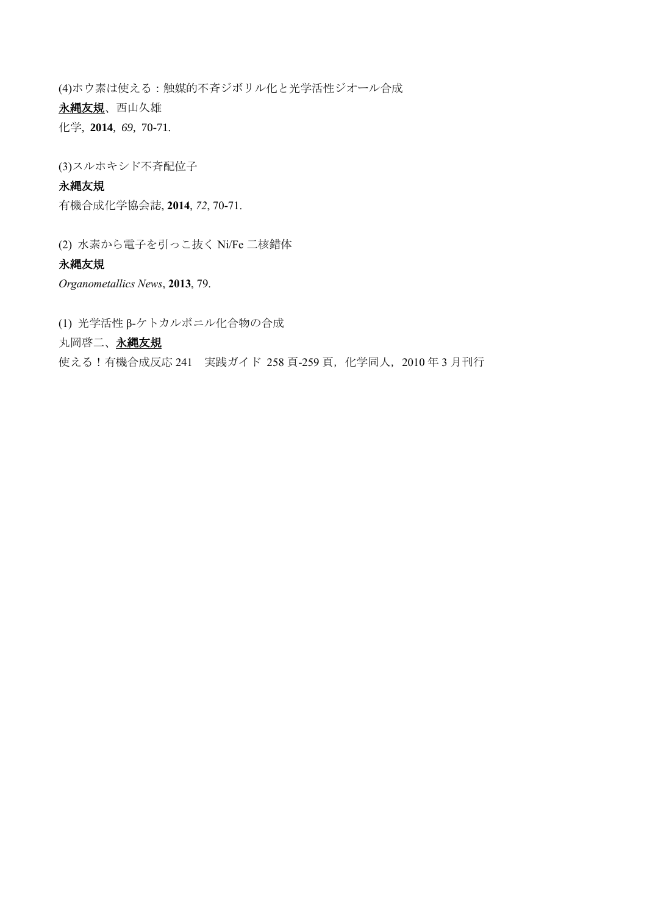(4)ホウ素は使える：触媒的不斉ジボリル化と光学活性ジオール合成

**<u>永縄友規</u>**、西山久雄

化学, **2014**, *69*, 70-71.

(3)スルホキシド不斉配位子

**永縄友規**

有機合成化学協会誌, **2014**, *72*, 70-71.

(2) 水素から電子を引っこ抜く Ni/Fe 二核錯体

**永縄友規**

*Organometallics News*, **2013**, 79.

(1) 光学活性 β-ケトカルボニル化合物の合成

丸岡啓二、**<u>永縄友規</u>**

使える！有機合成反応 241　実践ガイド 258 頁-259 頁，化学同人，2010 年 3 月刊行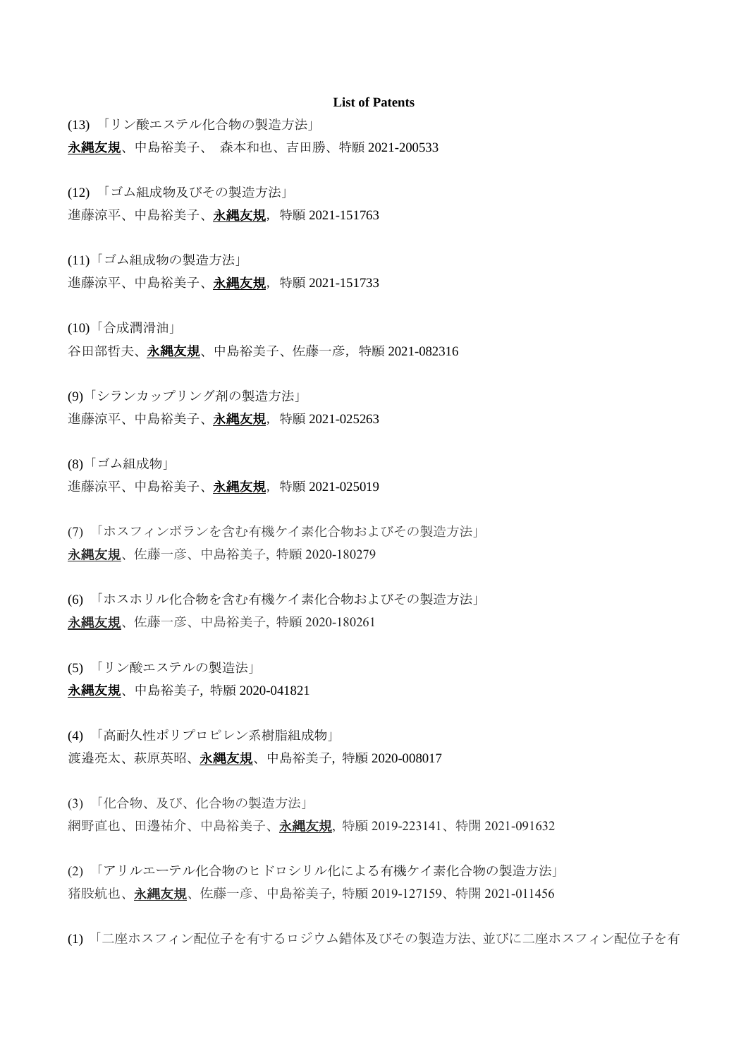**List of Patents**

(13) 「リン酸エステル化合物の製造方法」

<u>**永縄友規**</u>、中島裕美子、 森本和也、吉田勝、特願 2021-200533

(12) 「ゴム組成物及びその製造方法」

進藤涼平、中島裕美子、<u>**永縄友規**</u>，特願 2021-151763

(11)「ゴム組成物の製造方法」

進藤涼平、中島裕美子、<u>**永縄友規**</u>，特願 2021-151733

(10)「合成潤滑油」

谷田部哲夫、<u>**永縄友規**</u>、中島裕美子、佐藤一彦，特願 2021-082316

(9)「シランカップリング剤の製造方法」

進藤涼平、中島裕美子、<u>**永縄友規**</u>，特願 2021-025263

(8)「ゴム組成物」

進藤涼平、中島裕美子、<u>**永縄友規**</u>，特願 2021-025019

(7) 「ホスフィンボランを含む有機ケイ素化合物およびその製造方法」

<u>**永縄友規**</u>、佐藤一彦、中島裕美子, 特願 2020-180279

(6) 「ホスホリル化合物を含む有機ケイ素化合物およびその製造方法」

<u>**永縄友規**</u>、佐藤一彦、中島裕美子, 特願 2020-180261

(5) 「リン酸エステルの製造法」

<u>**永縄友規**</u>、中島裕美子, 特願 2020-041821

(4) 「高耐久性ポリプロピレン系樹脂組成物」

渡邉亮太、萩原英昭、<u>**永縄友規**</u>、中島裕美子, 特願 2020-008017

(3) 「化合物、及び、化合物の製造方法」

網野直也、田邊祐介、中島裕美子、<u>**永縄友規**</u>, 特願 2019-223141、特開 2021-091632

(2) 「アリルエーテル化合物のヒドロシリル化による有機ケイ素化合物の製造方法」

猪股航也、<u>**永縄友規**</u>、佐藤一彦、中島裕美子, 特願 2019-127159、特開 2021-011456

(1) 「二座ホスフィン配位子を有するロジウム錯体及びその製造方法、並びに二座ホスフィン配位子を有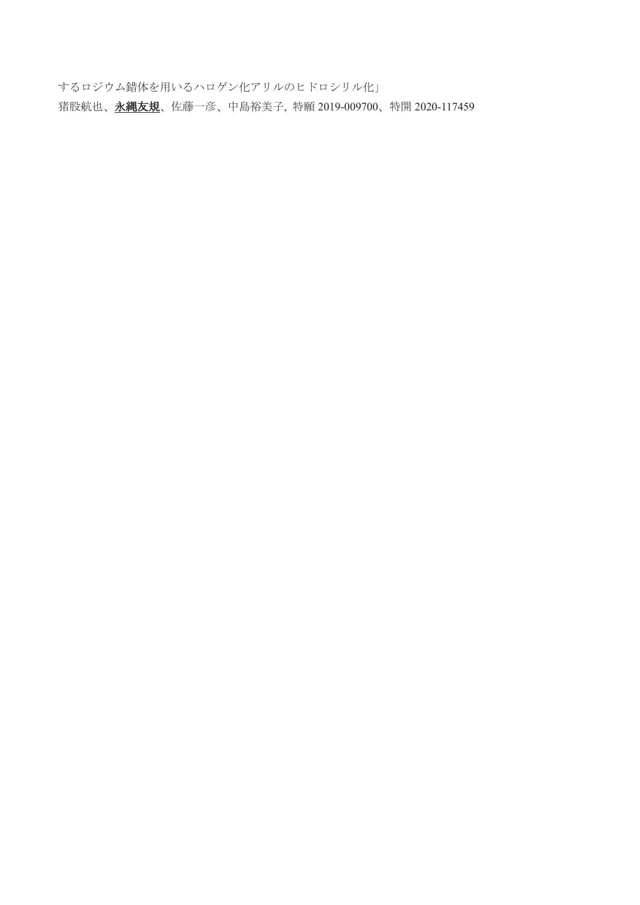するロジウム錯体を用いるハロゲン化アリルのヒドロシリル化」

猪股航也、**永縄友規**、佐藤一彦、中島裕美子, 特願 2019-009700、特開 2020-117459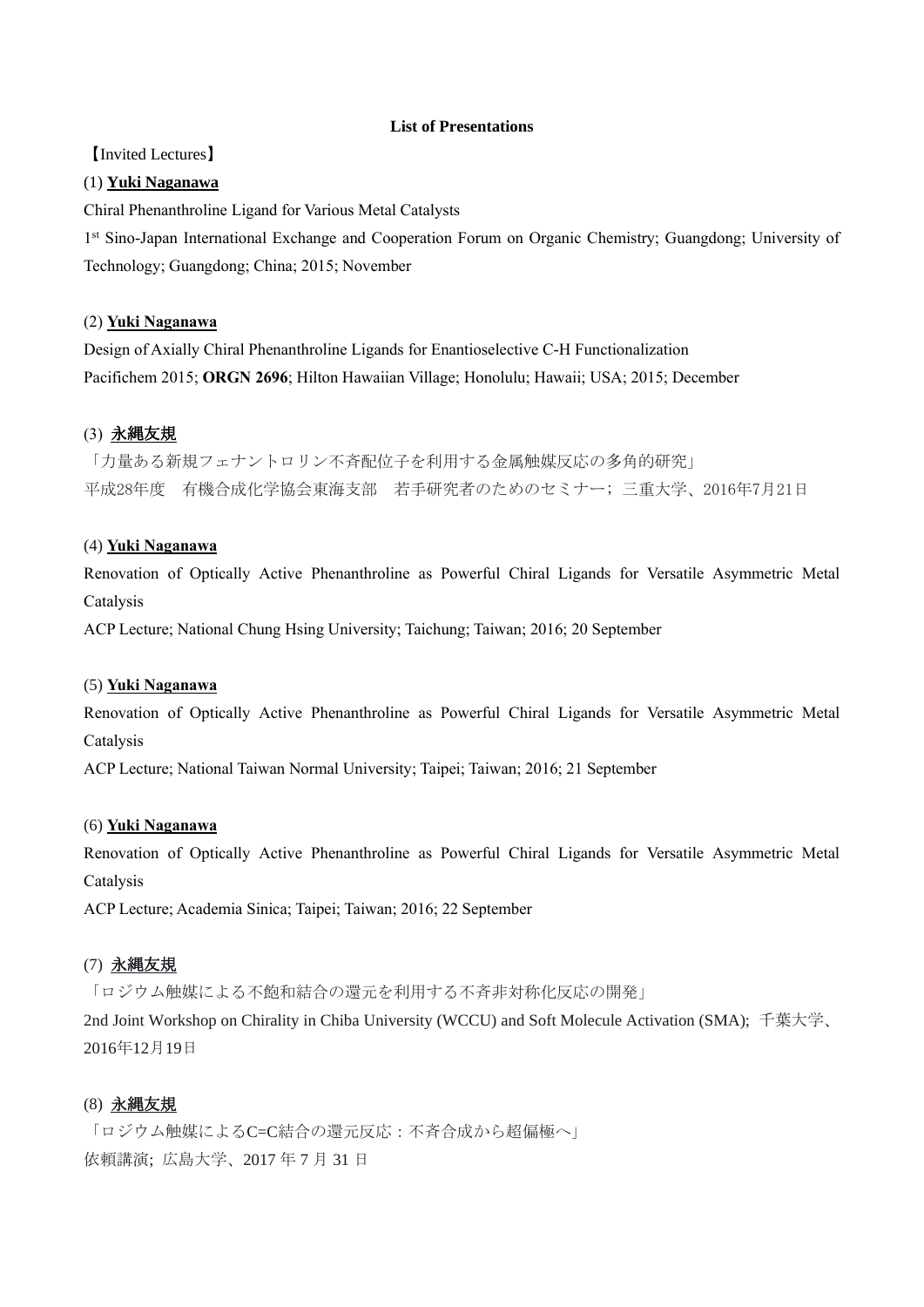**List of Presentations**

【Invited Lectures】

(1) **Yuki Naganawa**

Chiral Phenanthroline Ligand for Various Metal Catalysts

1st Sino-Japan International Exchange and Cooperation Forum on Organic Chemistry; Guangdong; University of Technology; Guangdong; China; 2015; November

(2) **Yuki Naganawa**

Design of Axially Chiral Phenanthroline Ligands for Enantioselective C-H Functionalization

Pacifichem 2015; **ORGN 2696**; Hilton Hawaiian Village; Honolulu; Hawaii; USA; 2015; December

(3) **永縄友規**

「力量ある新規フェナントロリン不斉配位子を利用する金属触媒反応の多角的研究」

平成28年度　有機合成化学協会東海支部　若手研究者のためのセミナー; 三重大学、2016年7月21日

(4) **Yuki Naganawa**

Renovation of Optically Active Phenanthroline as Powerful Chiral Ligands for Versatile Asymmetric Metal Catalysis

ACP Lecture; National Chung Hsing University; Taichung; Taiwan; 2016; 20 September

(5) **Yuki Naganawa**

Renovation of Optically Active Phenanthroline as Powerful Chiral Ligands for Versatile Asymmetric Metal Catalysis

ACP Lecture; National Taiwan Normal University; Taipei; Taiwan; 2016; 21 September

(6) **Yuki Naganawa**

Renovation of Optically Active Phenanthroline as Powerful Chiral Ligands for Versatile Asymmetric Metal Catalysis

ACP Lecture; Academia Sinica; Taipei; Taiwan; 2016; 22 September

(7) **永縄友規**

「ロジウム触媒による不飽和結合の還元を利用する不斉非対称化反応の開発」

2nd Joint Workshop on Chirality in Chiba University (WCCU) and Soft Molecule Activation (SMA); 千葉大学、2016年12月19日

(8) **永縄友規**

「ロジウム触媒によるC=C結合の還元反応：不斉合成から超偏極へ」

依頼講演; 広島大学、2017 年 7 月 31 日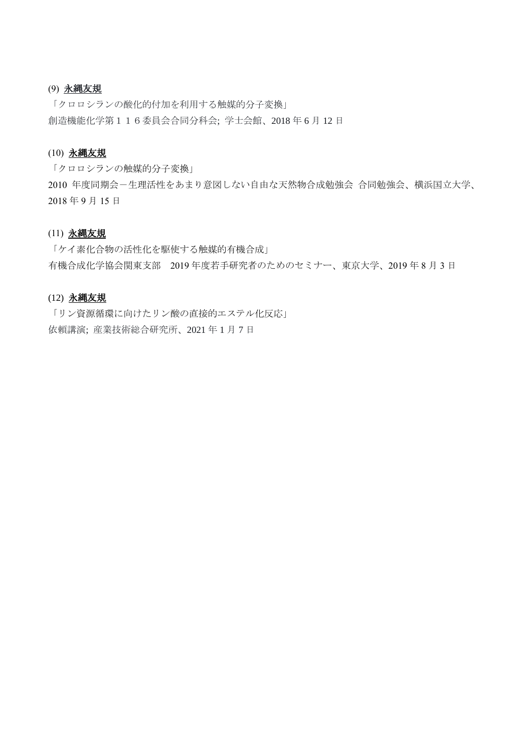(9) <u>永縄友規</u>

「クロロシランの酸化的付加を利用する触媒的分子変換」

創造機能化学第１１６委員会合同分科会; 学士会館、2018 年 6 月 12 日

(10) <u>永縄友規</u>

「クロロシランの触媒的分子変換」

2010 年度同期会－生理活性をあまり意図しない自由な天然物合成勉強会 合同勉強会、横浜国立大学、2018 年 9 月 15 日

(11) <u>永縄友規</u>

「ケイ素化合物の活性化を駆使する触媒的有機合成」

有機合成化学協会関東支部　2019 年度若手研究者のためのセミナー、東京大学、2019 年 8 月 3 日

(12) <u>永縄友規</u>

「リン資源循環に向けたリン酸の直接的エステル化反応」

依頼講演; 産業技術総合研究所、2021 年 1 月 7 日